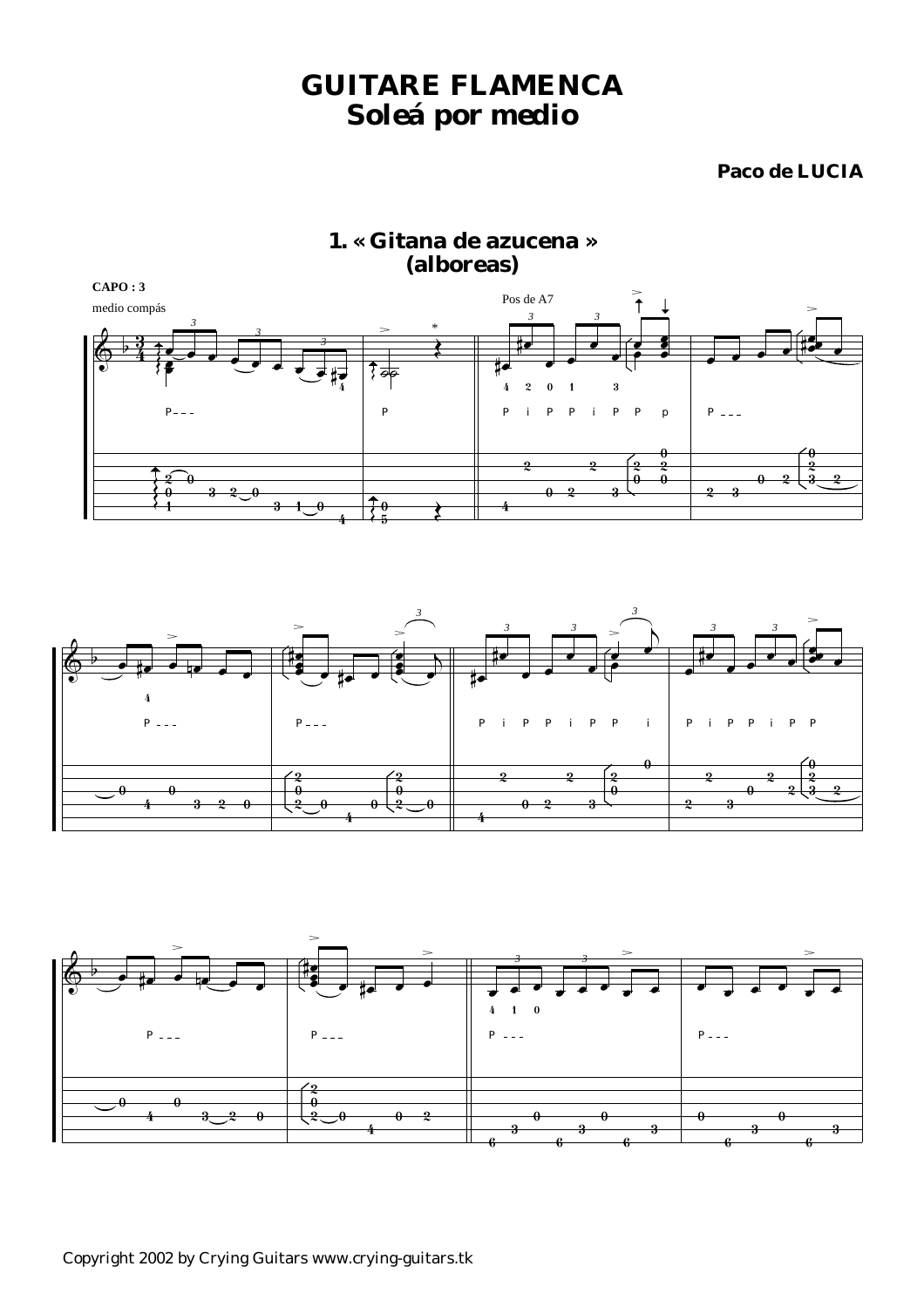# GUITARE FLAMENCA
# Soleá por medio

**Paco de LUCIA**

## 1. « Gitana de azucena » (alboreas)

CAPO : 3

medio compás

Pos de A7

Copyright 2002 by Crying Guitars www.crying-guitars.tk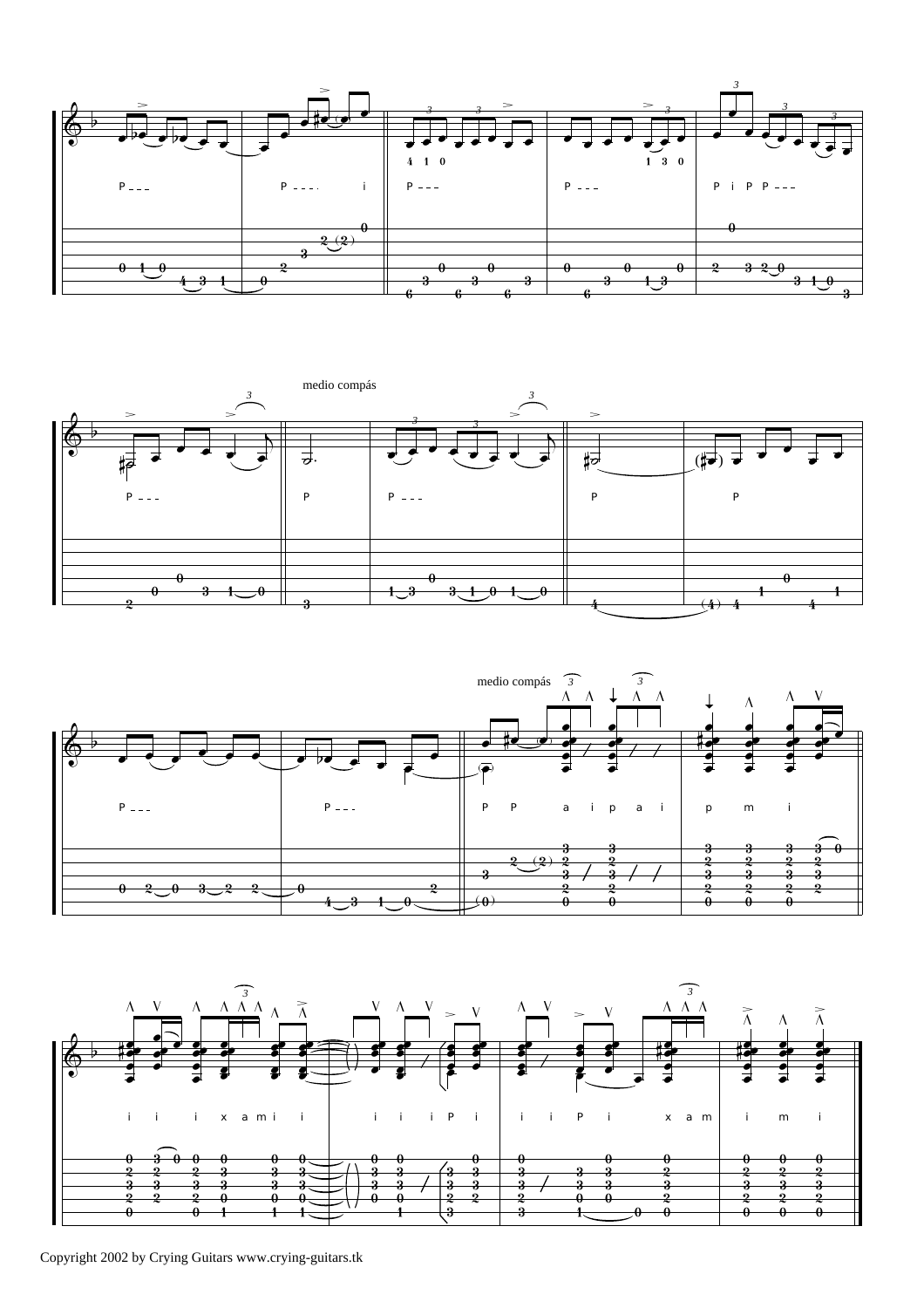medio compás

medio compás

Copyright 2002 by Crying Guitars www.crying-guitars.tk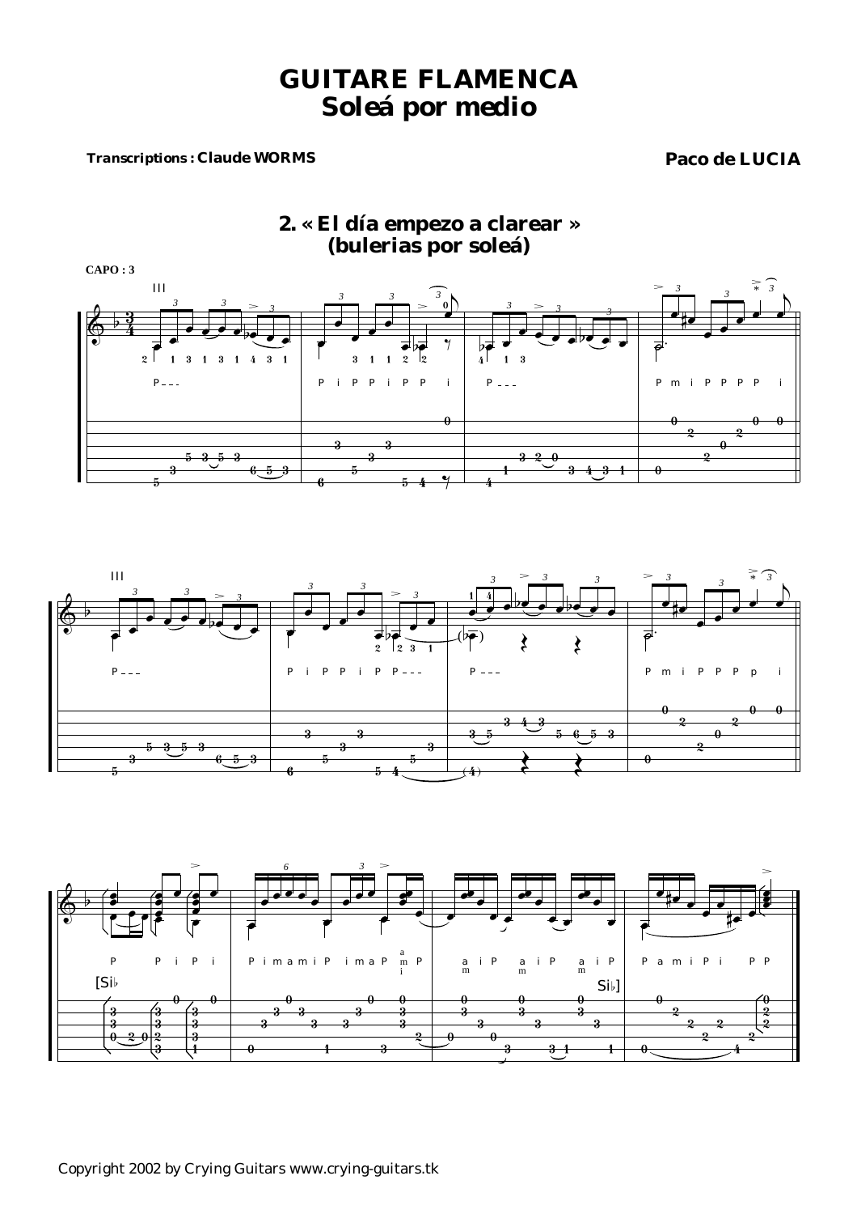# GUITARE FLAMENCA
# Soleá por medio

**Transcriptions : Claude WORMS**

**Paco de LUCIA**

## 2. « El día empezo a clarear » (bulerias por soleá)

**CAPO : 3**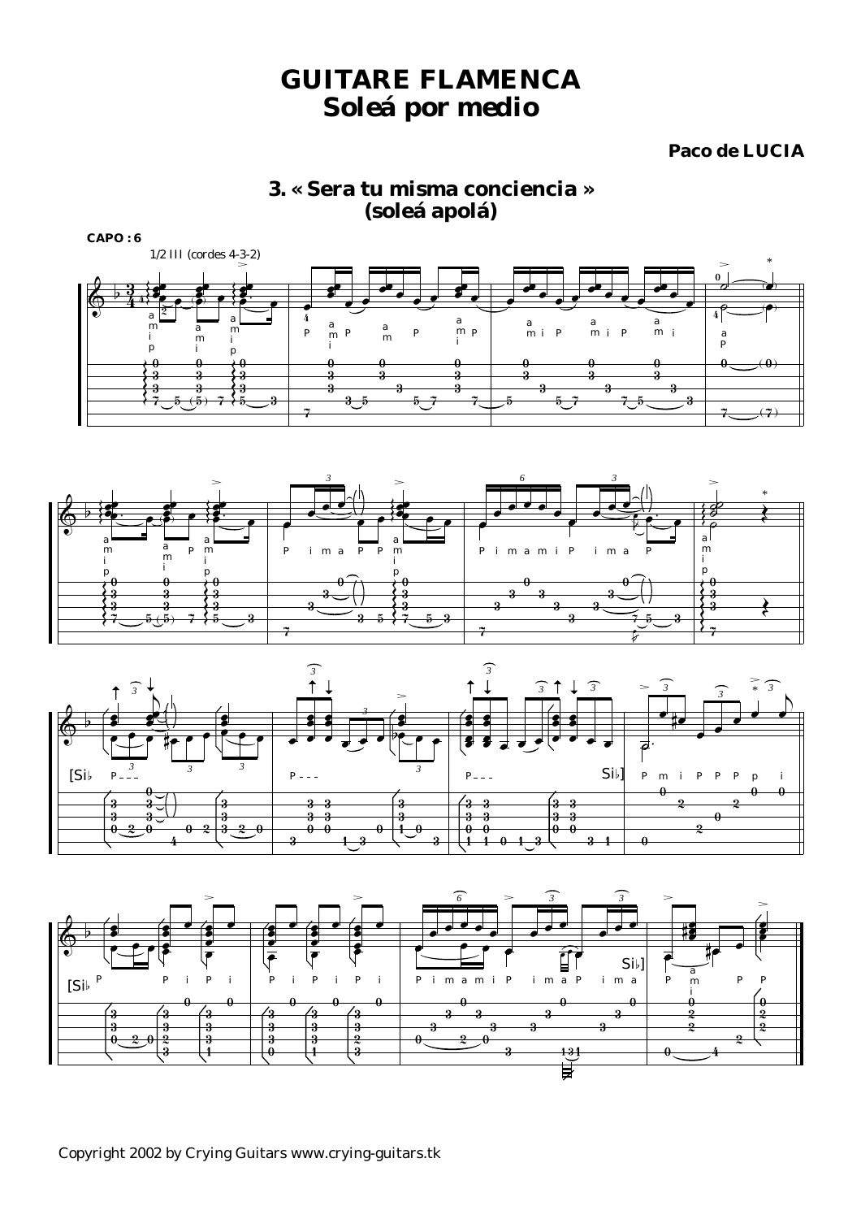# GUITARE FLAMENCA
# Soleá por medio

**Paco de LUCIA**

## 3. « Sera tu misma conciencia » (soleá apolá)

**CAPO : 6**

Copyright 2002 by Crying Guitars www.crying-guitars.tk